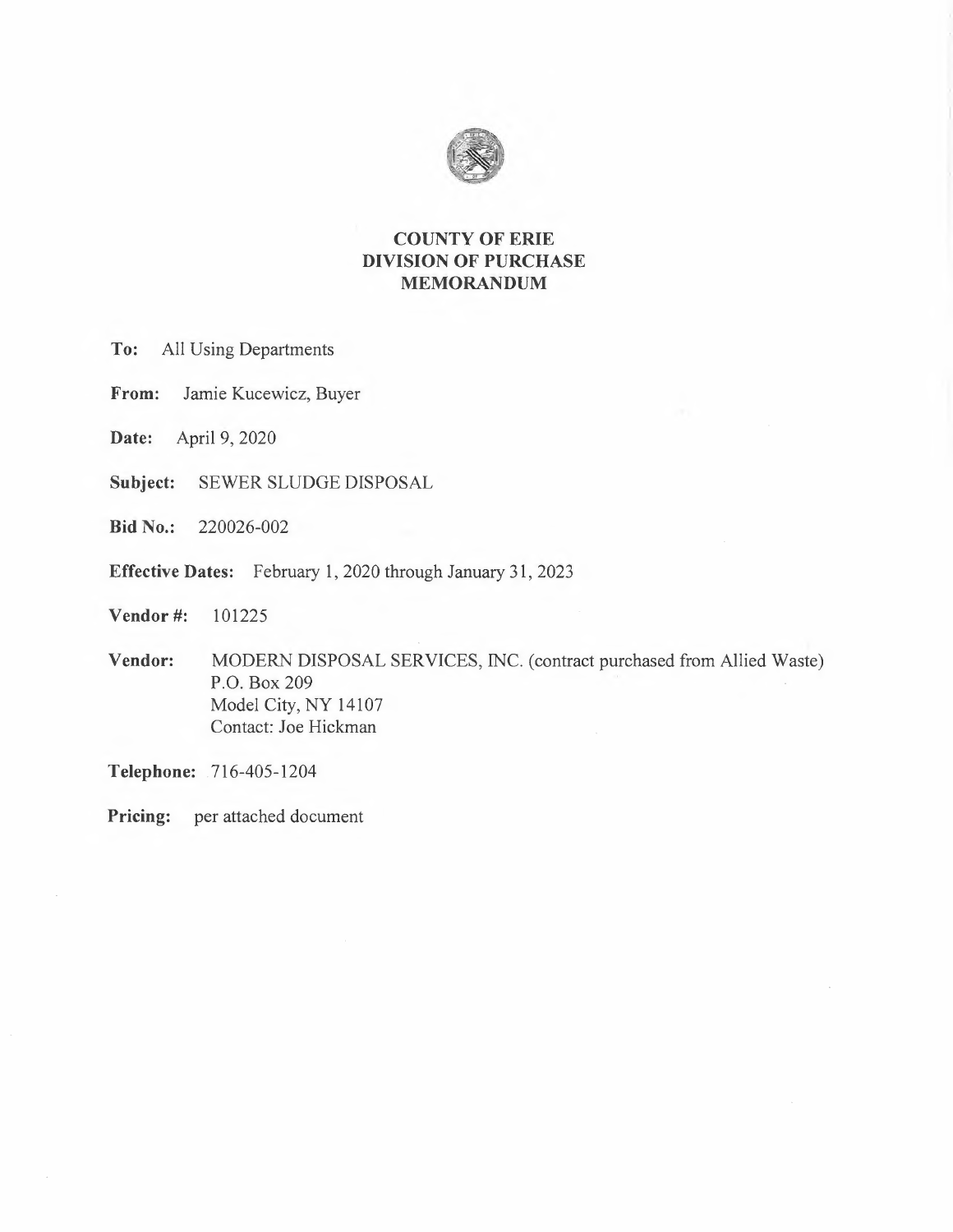# COUNTY OF ERIE
## DIVISION OF PURCHASE
## MEMORANDUM

**To:** All Using Departments

**From:** Jamie Kucewicz, Buyer

**Date:** April 9, 2020

**Subject:** SEWER SLUDGE DISPOSAL

**Bid No.:** 220026-002

**Effective Dates:** February 1, 2020 through January 31, 2023

**Vendor #:** 101225

**Vendor:** MODERN DISPOSAL SERVICES, INC. (contract purchased from Allied Waste)
P.O. Box 209
Model City, NY 14107
Contact: Joe Hickman

**Telephone:** 716-405-1204

**Pricing:** per attached document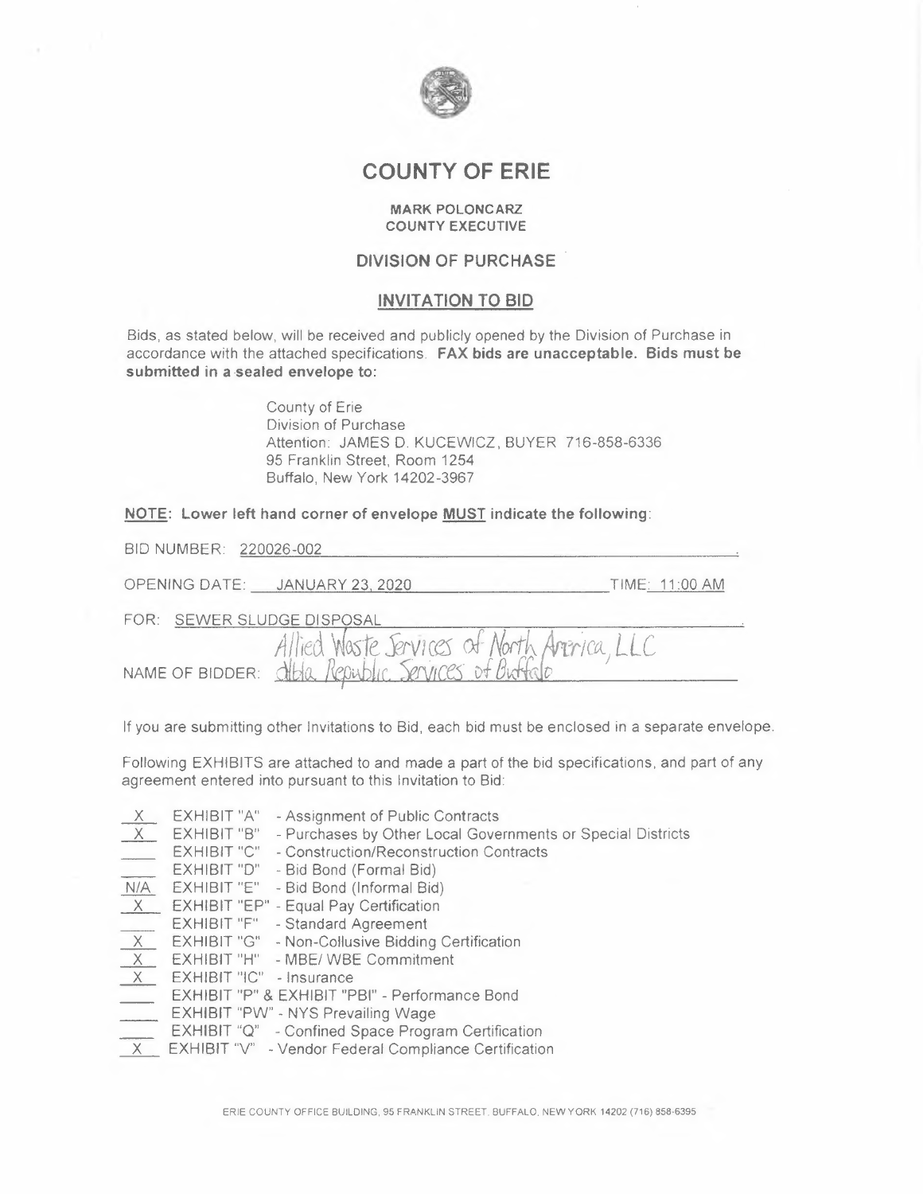# COUNTY OF ERIE

**MARK POLONCARZ**
**COUNTY EXECUTIVE**

## DIVISION OF PURCHASE

### INVITATION TO BID

Bids, as stated below, will be received and publicly opened by the Division of Purchase in accordance with the attached specifications. **FAX bids are unacceptable. Bids must be submitted in a sealed envelope to:**

County of Erie
Division of Purchase
Attention: JAMES D. KUCEWICZ, BUYER 716-858-6336
95 Franklin Street, Room 1254
Buffalo, New York 14202-3967

**NOTE: Lower left hand corner of envelope MUST indicate the following:**

BID NUMBER: 220026-002

OPENING DATE: JANUARY 23, 2020 TIME: 11:00 AM

FOR: SEWER SLUDGE DISPOSAL

NAME OF BIDDER: Allied Waste Services of North America, LLC d/b/a Republic Services of Buffalo

If you are submitting other Invitations to Bid, each bid must be enclosed in a separate envelope.

Following EXHIBITS are attached to and made a part of the bid specifications, and part of any agreement entered into pursuant to this Invitation to Bid:

- X EXHIBIT "A" - Assignment of Public Contracts
- X EXHIBIT "B" - Purchases by Other Local Governments or Special Districts
- \_\_\_ EXHIBIT "C" - Construction/Reconstruction Contracts
- \_\_\_ EXHIBIT "D" - Bid Bond (Formal Bid)
- N/A EXHIBIT "E" - Bid Bond (Informal Bid)
- X EXHIBIT "EP" - Equal Pay Certification
- \_\_\_ EXHIBIT "F" - Standard Agreement
- X EXHIBIT "G" - Non-Collusive Bidding Certification
- X EXHIBIT "H" - MBE/ WBE Commitment
- X EXHIBIT "IC" - Insurance
- \_\_\_ EXHIBIT "P" & EXHIBIT "PBI" - Performance Bond
- \_\_\_ EXHIBIT "PW" - NYS Prevailing Wage
- \_\_\_ EXHIBIT "Q" - Confined Space Program Certification
- X EXHIBIT "V" - Vendor Federal Compliance Certification

ERIE COUNTY OFFICE BUILDING, 95 FRANKLIN STREET, BUFFALO, NEW YORK 14202 (716) 858-6395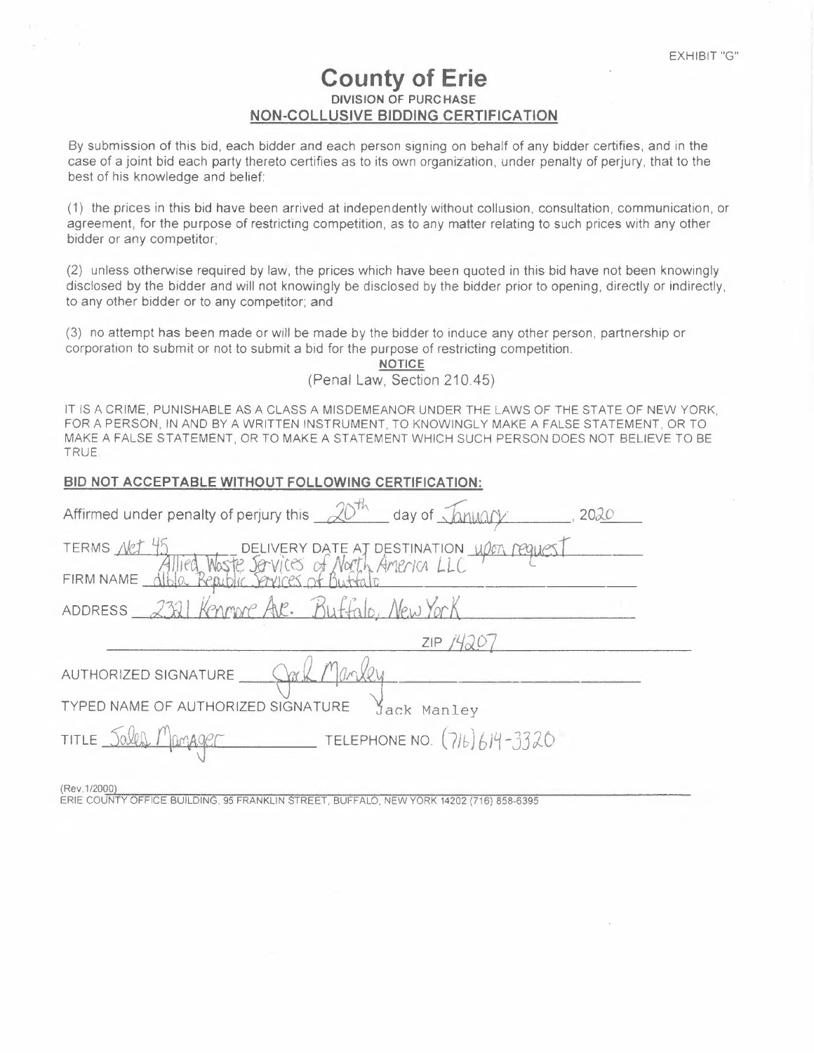EXHIBIT "G"

# County of Erie

**DIVISION OF PURCHASE**

**NON-COLLUSIVE BIDDING CERTIFICATION**

By submission of this bid, each bidder and each person signing on behalf of any bidder certifies, and in the case of a joint bid each party thereto certifies as to its own organization, under penalty of perjury, that to the best of his knowledge and belief:

(1) the prices in this bid have been arrived at independently without collusion, consultation, communication, or agreement, for the purpose of restricting competition, as to any matter relating to such prices with any other bidder or any competitor;

(2) unless otherwise required by law, the prices which have been quoted in this bid have not been knowingly disclosed by the bidder and will not knowingly be disclosed by the bidder prior to opening, directly or indirectly, to any other bidder or to any competitor; and

(3) no attempt has been made or will be made by the bidder to induce any other person, partnership or corporation to submit or not to submit a bid for the purpose of restricting competition.

**NOTICE**

(Penal Law, Section 210.45)

IT IS A CRIME, PUNISHABLE AS A CLASS A MISDEMEANOR UNDER THE LAWS OF THE STATE OF NEW YORK, FOR A PERSON, IN AND BY A WRITTEN INSTRUMENT, TO KNOWINGLY MAKE A FALSE STATEMENT, OR TO MAKE A FALSE STATEMENT, OR TO MAKE A STATEMENT WHICH SUCH PERSON DOES NOT BELIEVE TO BE TRUE.

**BID NOT ACCEPTABLE WITHOUT FOLLOWING CERTIFICATION:**

Affirmed under penalty of perjury this 20th day of January, 2020

TERMS Net 45 DELIVERY DATE AT DESTINATION upon request

FIRM NAME Allied Waste Services of North America LLC d/b/a Republic Services of Buffalo

ADDRESS 2321 Kenmore Ave. Buffalo, New York

ZIP 14207

AUTHORIZED SIGNATURE Jack Manley

TYPED NAME OF AUTHORIZED SIGNATURE Jack Manley

TITLE Sales Manager TELEPHONE NO. (716) 614-3320

(Rev.1/2000)

ERIE COUNTY OFFICE BUILDING, 95 FRANKLIN STREET, BUFFALO, NEW YORK 14202 (716) 858-6395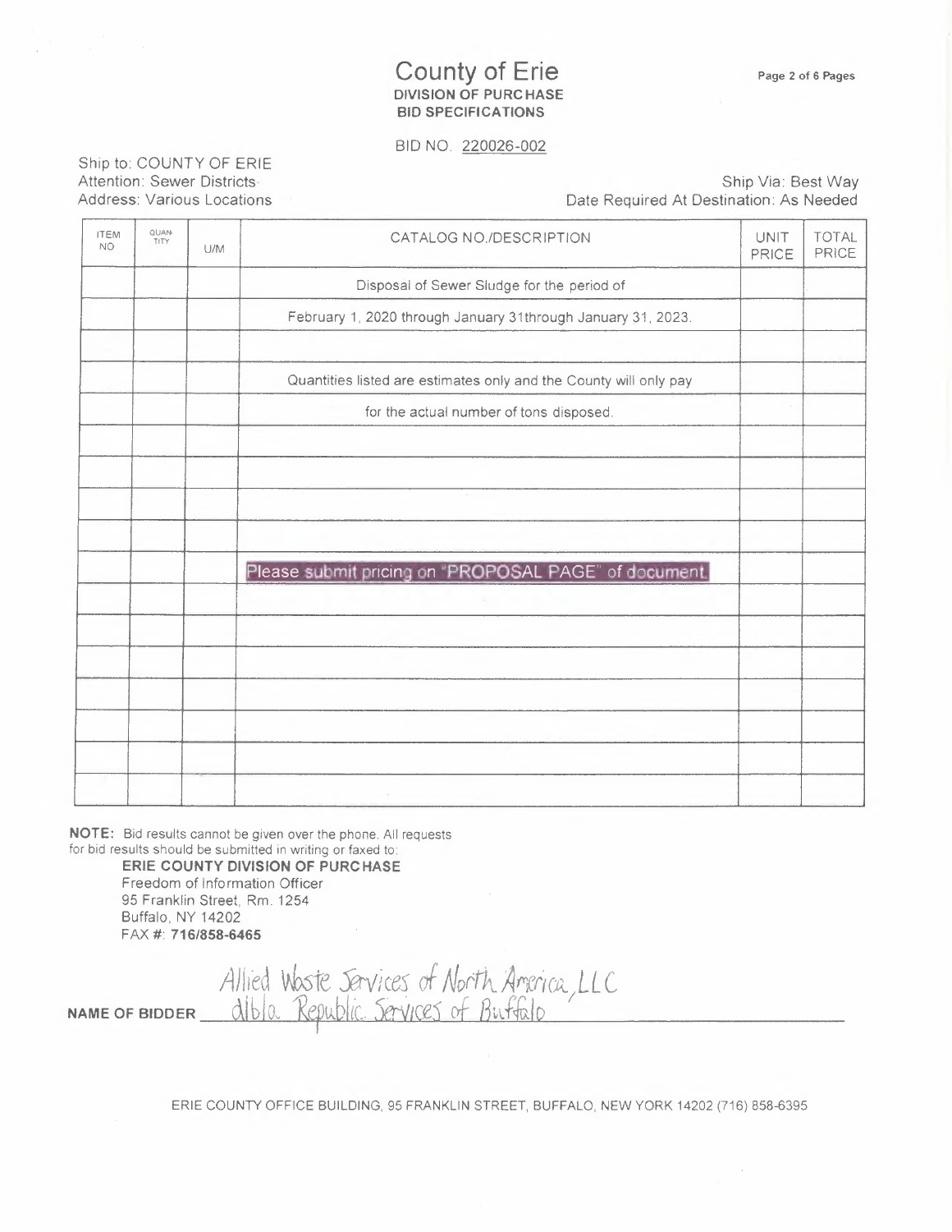# County of Erie

**DIVISION OF PURCHASE**
**BID SPECIFICATIONS**

BID NO. 220026-002

Ship to: COUNTY OF ERIE
Attention: Sewer Districts
Address: Various Locations

Ship Via: Best Way
Date Required At Destination: As Needed

| ITEM NO | QUANTITY | U/M | CATALOG NO./DESCRIPTION | UNIT PRICE | TOTAL PRICE |
|---|---|---|---|---|---|
| | | | Disposal of Sewer Sludge for the period of | | |
| | | | February 1, 2020 through January 31through January 31, 2023. | | |
| | | | | | |
| | | | Quantities listed are estimates only and the County will only pay | | |
| | | | for the actual number of tons disposed. | | |
| | | | | | |
| | | | | | |
| | | | | | |
| | | | | | |
| | | | Please submit pricing on "PROPOSAL PAGE" of document. | | |
| | | | | | |
| | | | | | |
| | | | | | |
| | | | | | |
| | | | | | |
| | | | | | |
| | | | | | |

**NOTE:** Bid results cannot be given over the phone. All requests for bid results should be submitted in writing or faxed to:

**ERIE COUNTY DIVISION OF PURCHASE**
Freedom of Information Officer
95 Franklin Street, Rm. 1254
Buffalo, NY 14202
FAX #: **716/858-6465**

**NAME OF BIDDER** Allied Waste Services of North America, LLC d/b/a Republic Services of Buffalo

ERIE COUNTY OFFICE BUILDING, 95 FRANKLIN STREET, BUFFALO, NEW YORK 14202 (716) 858-6395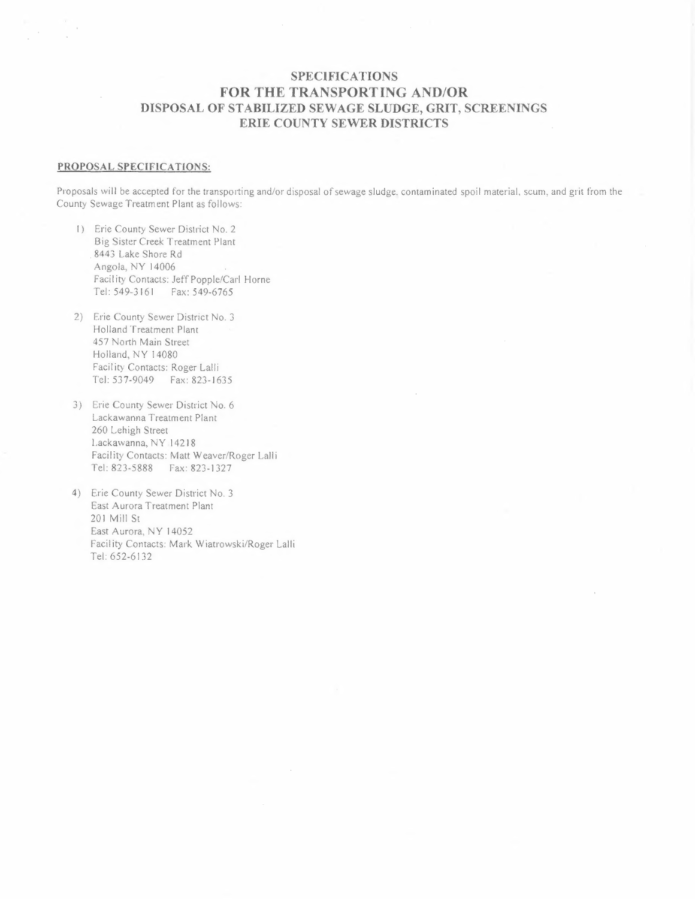# SPECIFICATIONS
# FOR THE TRANSPORTING AND/OR
# DISPOSAL OF STABILIZED SEWAGE SLUDGE, GRIT, SCREENINGS
# ERIE COUNTY SEWER DISTRICTS

**PROPOSAL SPECIFICATIONS:**

Proposals will be accepted for the transporting and/or disposal of sewage sludge, contaminated spoil material, scum, and grit from the County Sewage Treatment Plant as follows:

1) Erie County Sewer District No. 2
   Big Sister Creek Treatment Plant
   8443 Lake Shore Rd
   Angola, NY 14006
   Facility Contacts: Jeff Popple/Carl Horne
   Tel: 549-3161 Fax: 549-6765

2) Erie County Sewer District No. 3
   Holland Treatment Plant
   457 North Main Street
   Holland, NY 14080
   Facility Contacts: Roger Lalli
   Tel: 537-9049 Fax: 823-1635

3) Erie County Sewer District No. 6
   Lackawanna Treatment Plant
   260 Lehigh Street
   Lackawanna, NY 14218
   Facility Contacts: Matt Weaver/Roger Lalli
   Tel: 823-5888 Fax: 823-1327

4) Erie County Sewer District No. 3
   East Aurora Treatment Plant
   201 Mill St
   East Aurora, NY 14052
   Facility Contacts: Mark Wiatrowski/Roger Lalli
   Tel: 652-6132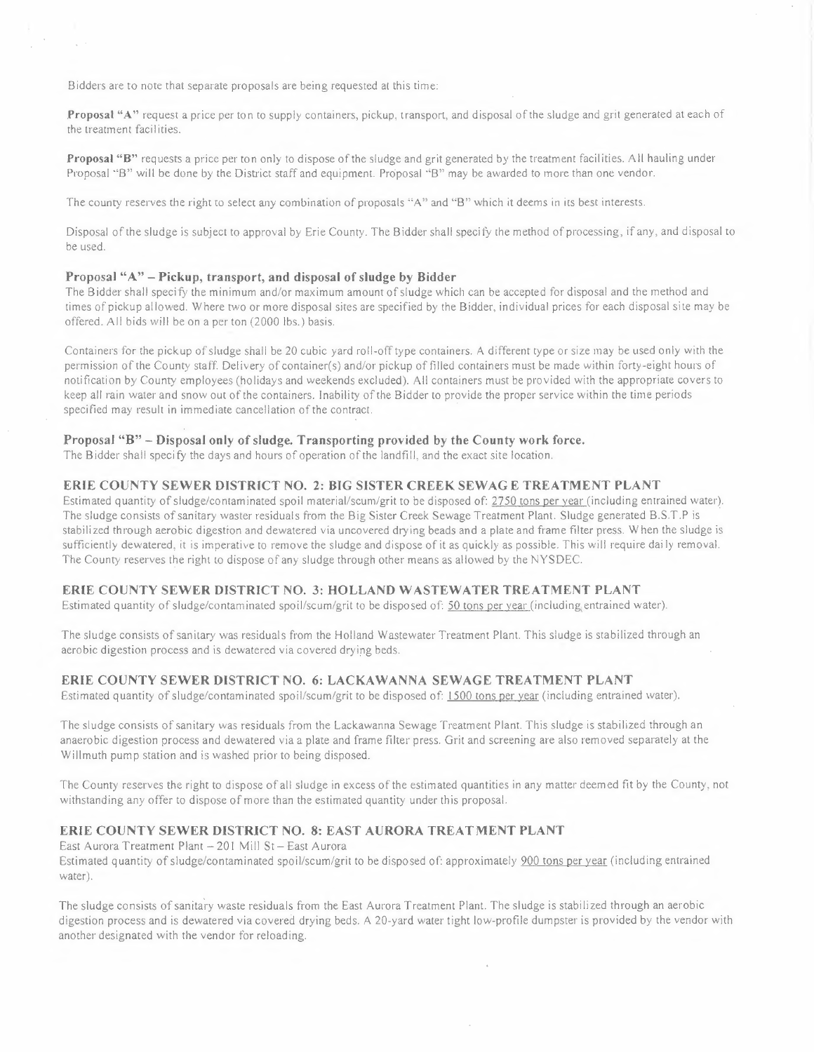Bidders are to note that separate proposals are being requested at this time:

**Proposal "A"** request a price per ton to supply containers, pickup, transport, and disposal of the sludge and grit generated at each of the treatment facilities.

**Proposal "B"** requests a price per ton only to dispose of the sludge and grit generated by the treatment facilities. All hauling under Proposal "B" will be done by the District staff and equipment. Proposal "B" may be awarded to more than one vendor.

The county reserves the right to select any combination of proposals "A" and "B" which it deems in its best interests.

Disposal of the sludge is subject to approval by Erie County. The Bidder shall specify the method of processing, if any, and disposal to be used.

### Proposal "A" – Pickup, transport, and disposal of sludge by Bidder

The Bidder shall specify the minimum and/or maximum amount of sludge which can be accepted for disposal and the method and times of pickup allowed. Where two or more disposal sites are specified by the Bidder, individual prices for each disposal site may be offered. All bids will be on a per ton (2000 lbs.) basis.

Containers for the pickup of sludge shall be 20 cubic yard roll-off type containers. A different type or size may be used only with the permission of the County staff. Delivery of container(s) and/or pickup of filled containers must be made within forty-eight hours of notification by County employees (holidays and weekends excluded). All containers must be provided with the appropriate covers to keep all rain water and snow out of the containers. Inability of the Bidder to provide the proper service within the time periods specified may result in immediate cancellation of the contract.

### Proposal "B" – Disposal only of sludge. Transporting provided by the County work force.

The Bidder shall specify the days and hours of operation of the landfill, and the exact site location.

### ERIE COUNTY SEWER DISTRICT NO. 2: BIG SISTER CREEK SEWAGE TREATMENT PLANT

Estimated quantity of sludge/contaminated spoil material/scum/grit to be disposed of: 2750 tons per year (including entrained water). The sludge consists of sanitary waster residuals from the Big Sister Creek Sewage Treatment Plant. Sludge generated B.S.T.P is stabilized through aerobic digestion and dewatered via uncovered drying beads and a plate and frame filter press. When the sludge is sufficiently dewatered, it is imperative to remove the sludge and dispose of it as quickly as possible. This will require daily removal. The County reserves the right to dispose of any sludge through other means as allowed by the NYSDEC.

### ERIE COUNTY SEWER DISTRICT NO. 3: HOLLAND WASTEWATER TREATMENT PLANT

Estimated quantity of sludge/contaminated spoil/scum/grit to be disposed of: 50 tons per year (including entrained water).

The sludge consists of sanitary was residuals from the Holland Wastewater Treatment Plant. This sludge is stabilized through an aerobic digestion process and is dewatered via covered drying beds.

### ERIE COUNTY SEWER DISTRICT NO. 6: LACKAWANNA SEWAGE TREATMENT PLANT

Estimated quantity of sludge/contaminated spoil/scum/grit to be disposed of: 1500 tons per year (including entrained water).

The sludge consists of sanitary was residuals from the Lackawanna Sewage Treatment Plant. This sludge is stabilized through an anaerobic digestion process and dewatered via a plate and frame filter press. Grit and screening are also removed separately at the Willmuth pump station and is washed prior to being disposed.

The County reserves the right to dispose of all sludge in excess of the estimated quantities in any matter deemed fit by the County, not withstanding any offer to dispose of more than the estimated quantity under this proposal.

### ERIE COUNTY SEWER DISTRICT NO. 8: EAST AURORA TREATMENT PLANT

East Aurora Treatment Plant – 201 Mill St – East Aurora

Estimated quantity of sludge/contaminated spoil/scum/grit to be disposed of: approximately 900 tons per year (including entrained water).

The sludge consists of sanitary waste residuals from the East Aurora Treatment Plant. The sludge is stabilized through an aerobic digestion process and is dewatered via covered drying beds. A 20-yard water tight low-profile dumpster is provided by the vendor with another designated with the vendor for reloading.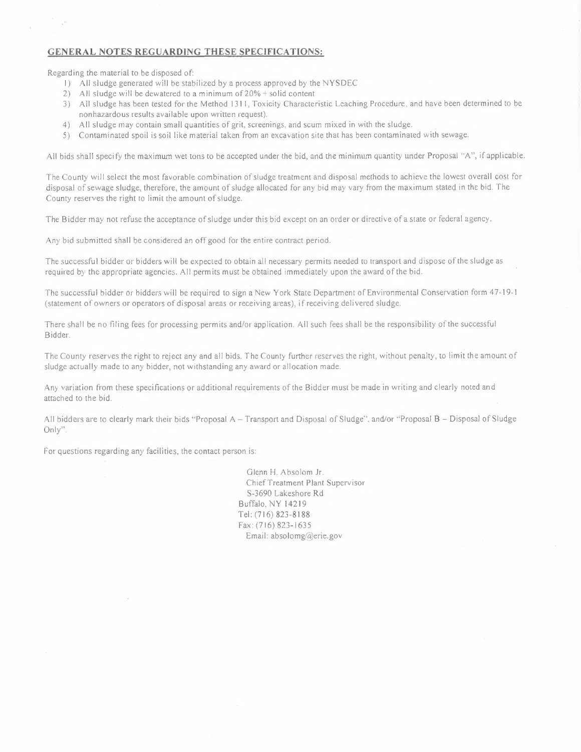## GENERAL NOTES REGUARDING THESE SPECIFICATIONS:

Regarding the material to be disposed of:

1) All sludge generated will be stabilized by a process approved by the NYSDEC
2) All sludge will be dewatered to a minimum of 20% + solid content
3) All sludge has been tested for the Method 1311, Toxicity Characteristic Leaching Procedure, and have been determined to be nonhazardous results available upon written request).
4) All sludge may contain small quantities of grit, screenings, and scum mixed in with the sludge.
5) Contaminated spoil is soil like material taken from an excavation site that has been contaminated with sewage.

All bids shall specify the maximum wet tons to be accepted under the bid, and the minimum quantity under Proposal "A", if applicable.

The County will select the most favorable combination of sludge treatment and disposal methods to achieve the lowest overall cost for disposal of sewage sludge, therefore, the amount of sludge allocated for any bid may vary from the maximum stated in the bid. The County reserves the right to limit the amount of sludge.

The Bidder may not refuse the acceptance of sludge under this bid except on an order or directive of a state or federal agency.

Any bid submitted shall be considered an off good for the entire contract period.

The successful bidder or bidders will be expected to obtain all necessary permits needed to transport and dispose of the sludge as required by the appropriate agencies. All permits must be obtained immediately upon the award of the bid.

The successful bidder or bidders will be required to sign a New York State Department of Environmental Conservation form 47-19-1 (statement of owners or operators of disposal areas or receiving areas), if receiving delivered sludge.

There shall be no filing fees for processing permits and/or application. All such fees shall be the responsibility of the successful Bidder.

The County reserves the right to reject any and all bids. The County further reserves the right, without penalty, to limit the amount of sludge actually made to any bidder, not withstanding any award or allocation made.

Any variation from these specifications or additional requirements of the Bidder must be made in writing and clearly noted and attached to the bid.

All bidders are to clearly mark their bids "Proposal A – Transport and Disposal of Sludge", and/or "Proposal B – Disposal of Sludge Only".

For questions regarding any facilities, the contact person is:

Glenn H. Absolom Jr.
Chief Treatment Plant Supervisor
S-3690 Lakeshore Rd
Buffalo, NY 14219
Tel: (716) 823-8188
Fax: (716) 823-1635
Email: absolomg@erie.gov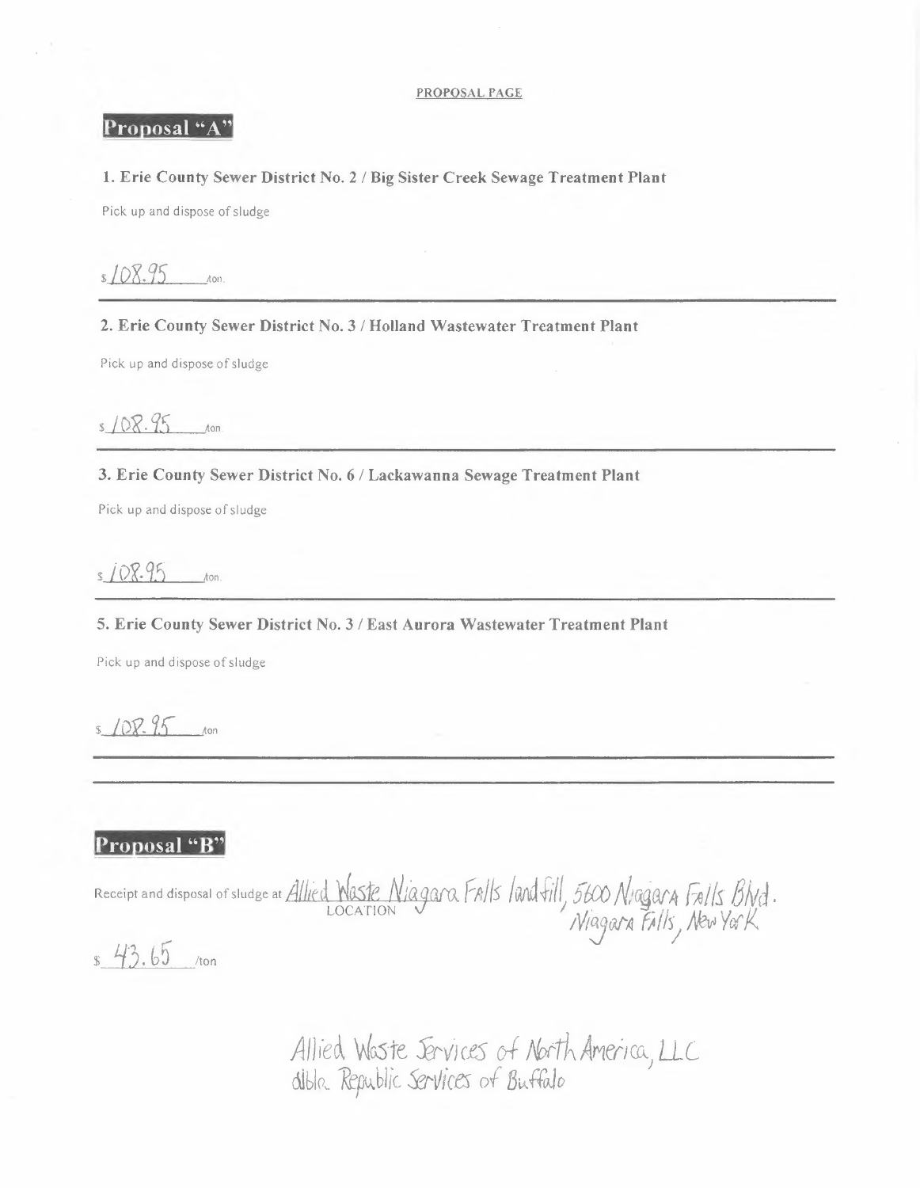PROPOSAL PAGE

## Proposal "A"

**1. Erie County Sewer District No. 2 / Big Sister Creek Sewage Treatment Plant**

Pick up and dispose of sludge

$ 108.95 /ton.

---

**2. Erie County Sewer District No. 3 / Holland Wastewater Treatment Plant**

Pick up and dispose of sludge

$ 108.95 /ton.

---

**3. Erie County Sewer District No. 6 / Lackawanna Sewage Treatment Plant**

Pick up and dispose of sludge

$ 108.95 /ton.

---

**5. Erie County Sewer District No. 3 / East Aurora Wastewater Treatment Plant**

Pick up and dispose of sludge

$ 108.95 /ton

---

## Proposal "B"

Receipt and disposal of sludge at Allied Waste Niagara Falls landfill, 5600 Niagara Falls Blvd. Niagara Falls, New York
LOCATION

$ 43.65 /ton

Allied Waste Services of North America, LLC
d/b/a Republic Services of Buffalo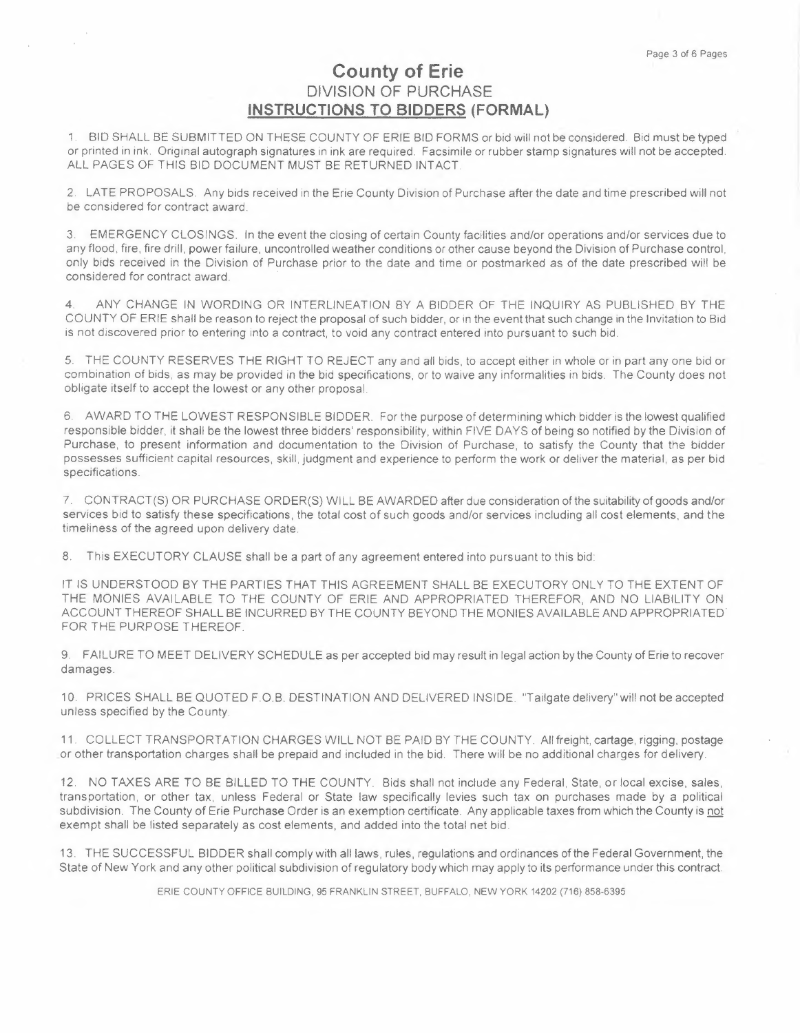# County of Erie
## DIVISION OF PURCHASE
## INSTRUCTIONS TO BIDDERS (FORMAL)

1. BID SHALL BE SUBMITTED ON THESE COUNTY OF ERIE BID FORMS or bid will not be considered. Bid must be typed or printed in ink. Original autograph signatures in ink are required. Facsimile or rubber stamp signatures will not be accepted. ALL PAGES OF THIS BID DOCUMENT MUST BE RETURNED INTACT.

2. LATE PROPOSALS. Any bids received in the Erie County Division of Purchase after the date and time prescribed will not be considered for contract award.

3. EMERGENCY CLOSINGS. In the event the closing of certain County facilities and/or operations and/or services due to any flood, fire, fire drill, power failure, uncontrolled weather conditions or other cause beyond the Division of Purchase control, only bids received in the Division of Purchase prior to the date and time or postmarked as of the date prescribed will be considered for contract award.

4. ANY CHANGE IN WORDING OR INTERLINEATION BY A BIDDER OF THE INQUIRY AS PUBLISHED BY THE COUNTY OF ERIE shall be reason to reject the proposal of such bidder, or in the event that such change in the Invitation to Bid is not discovered prior to entering into a contract, to void any contract entered into pursuant to such bid.

5. THE COUNTY RESERVES THE RIGHT TO REJECT any and all bids, to accept either in whole or in part any one bid or combination of bids, as may be provided in the bid specifications, or to waive any informalities in bids. The County does not obligate itself to accept the lowest or any other proposal.

6. AWARD TO THE LOWEST RESPONSIBLE BIDDER. For the purpose of determining which bidder is the lowest qualified responsible bidder, it shall be the lowest three bidders' responsibility, within FIVE DAYS of being so notified by the Division of Purchase, to present information and documentation to the Division of Purchase, to satisfy the County that the bidder possesses sufficient capital resources, skill, judgment and experience to perform the work or deliver the material, as per bid specifications.

7. CONTRACT(S) OR PURCHASE ORDER(S) WILL BE AWARDED after due consideration of the suitability of goods and/or services bid to satisfy these specifications, the total cost of such goods and/or services including all cost elements, and the timeliness of the agreed upon delivery date.

8. This EXECUTORY CLAUSE shall be a part of any agreement entered into pursuant to this bid:

IT IS UNDERSTOOD BY THE PARTIES THAT THIS AGREEMENT SHALL BE EXECUTORY ONLY TO THE EXTENT OF THE MONIES AVAILABLE TO THE COUNTY OF ERIE AND APPROPRIATED THEREFOR, AND NO LIABILITY ON ACCOUNT THEREOF SHALL BE INCURRED BY THE COUNTY BEYOND THE MONIES AVAILABLE AND APPROPRIATED FOR THE PURPOSE THEREOF.

9. FAILURE TO MEET DELIVERY SCHEDULE as per accepted bid may result in legal action by the County of Erie to recover damages.

10. PRICES SHALL BE QUOTED F.O.B. DESTINATION AND DELIVERED INSIDE. "Tailgate delivery" will not be accepted unless specified by the County.

11. COLLECT TRANSPORTATION CHARGES WILL NOT BE PAID BY THE COUNTY. All freight, cartage, rigging, postage or other transportation charges shall be prepaid and included in the bid. There will be no additional charges for delivery.

12. NO TAXES ARE TO BE BILLED TO THE COUNTY. Bids shall not include any Federal, State, or local excise, sales, transportation, or other tax, unless Federal or State law specifically levies such tax on purchases made by a political subdivision. The County of Erie Purchase Order is an exemption certificate. Any applicable taxes from which the County is not exempt shall be listed separately as cost elements, and added into the total net bid.

13. THE SUCCESSFUL BIDDER shall comply with all laws, rules, regulations and ordinances of the Federal Government, the State of New York and any other political subdivision of regulatory body which may apply to its performance under this contract.

ERIE COUNTY OFFICE BUILDING, 95 FRANKLIN STREET, BUFFALO, NEW YORK 14202 (716) 858-6395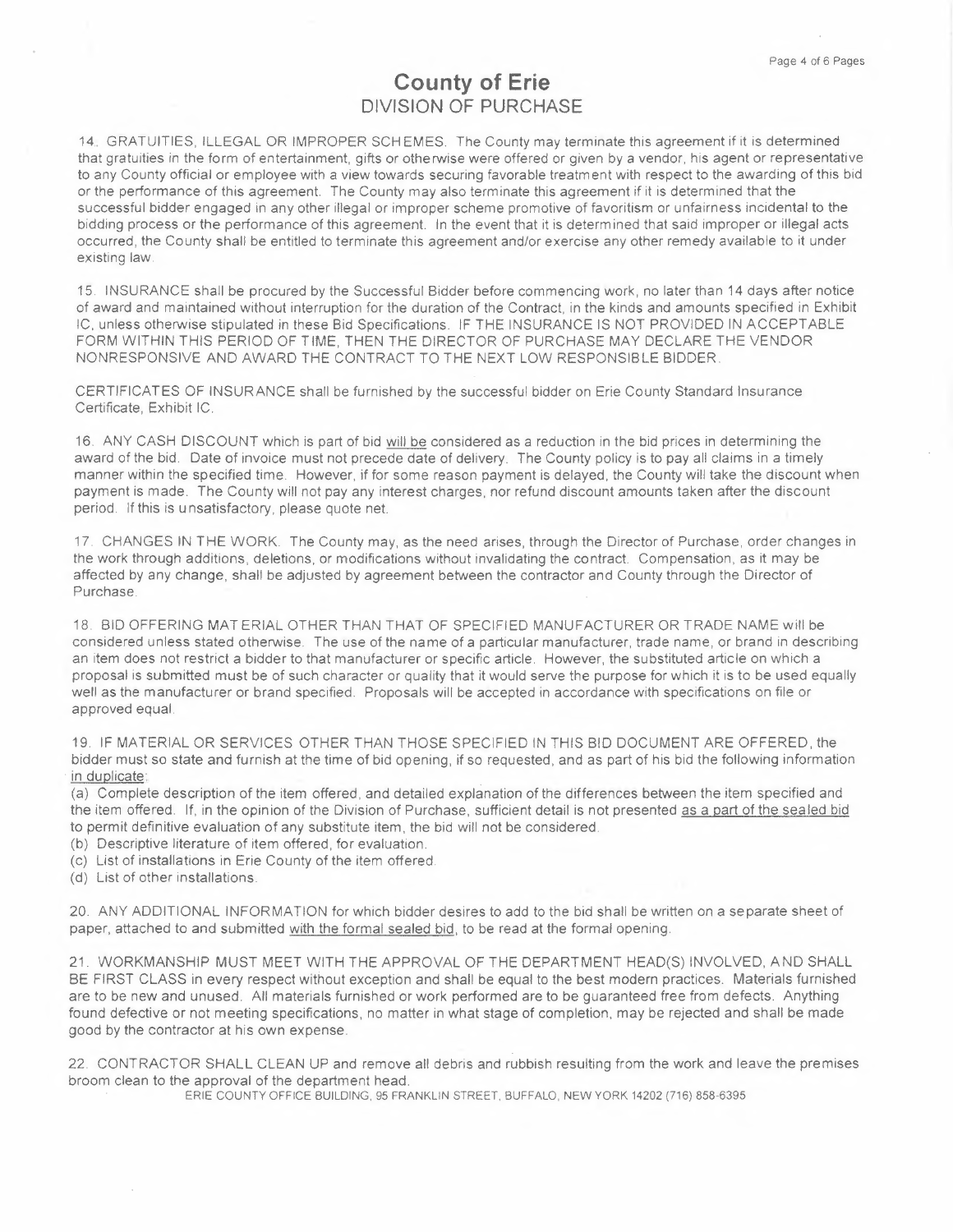# County of Erie
## DIVISION OF PURCHASE

14. GRATUITIES, ILLEGAL OR IMPROPER SCHEMES. The County may terminate this agreement if it is determined that gratuities in the form of entertainment, gifts or otherwise were offered or given by a vendor, his agent or representative to any County official or employee with a view towards securing favorable treatment with respect to the awarding of this bid or the performance of this agreement. The County may also terminate this agreement if it is determined that the successful bidder engaged in any other illegal or improper scheme promotive of favoritism or unfairness incidental to the bidding process or the performance of this agreement. In the event that it is determined that said improper or illegal acts occurred, the County shall be entitled to terminate this agreement and/or exercise any other remedy available to it under existing law.

15. INSURANCE shall be procured by the Successful Bidder before commencing work, no later than 14 days after notice of award and maintained without interruption for the duration of the Contract, in the kinds and amounts specified in Exhibit IC, unless otherwise stipulated in these Bid Specifications. IF THE INSURANCE IS NOT PROVIDED IN ACCEPTABLE FORM WITHIN THIS PERIOD OF TIME, THEN THE DIRECTOR OF PURCHASE MAY DECLARE THE VENDOR NONRESPONSIVE AND AWARD THE CONTRACT TO THE NEXT LOW RESPONSIBLE BIDDER.

CERTIFICATES OF INSURANCE shall be furnished by the successful bidder on Erie County Standard Insurance Certificate, Exhibit IC.

16. ANY CASH DISCOUNT which is part of bid will be considered as a reduction in the bid prices in determining the award of the bid. Date of invoice must not precede date of delivery. The County policy is to pay all claims in a timely manner within the specified time. However, if for some reason payment is delayed, the County will take the discount when payment is made. The County will not pay any interest charges, nor refund discount amounts taken after the discount period. If this is unsatisfactory, please quote net.

17. CHANGES IN THE WORK. The County may, as the need arises, through the Director of Purchase, order changes in the work through additions, deletions, or modifications without invalidating the contract. Compensation, as it may be affected by any change, shall be adjusted by agreement between the contractor and County through the Director of Purchase.

18. BID OFFERING MATERIAL OTHER THAN THAT OF SPECIFIED MANUFACTURER OR TRADE NAME will be considered unless stated otherwise. The use of the name of a particular manufacturer, trade name, or brand in describing an item does not restrict a bidder to that manufacturer or specific article. However, the substituted article on which a proposal is submitted must be of such character or quality that it would serve the purpose for which it is to be used equally well as the manufacturer or brand specified. Proposals will be accepted in accordance with specifications on file or approved equal.

19. IF MATERIAL OR SERVICES OTHER THAN THOSE SPECIFIED IN THIS BID DOCUMENT ARE OFFERED, the bidder must so state and furnish at the time of bid opening, if so requested, and as part of his bid the following information in duplicate:

(a) Complete description of the item offered, and detailed explanation of the differences between the item specified and the item offered. If, in the opinion of the Division of Purchase, sufficient detail is not presented as a part of the sealed bid to permit definitive evaluation of any substitute item, the bid will not be considered.
(b) Descriptive literature of item offered, for evaluation.
(c) List of installations in Erie County of the item offered.
(d) List of other installations.

20. ANY ADDITIONAL INFORMATION for which bidder desires to add to the bid shall be written on a separate sheet of paper, attached to and submitted with the formal sealed bid, to be read at the formal opening.

21. WORKMANSHIP MUST MEET WITH THE APPROVAL OF THE DEPARTMENT HEAD(S) INVOLVED, AND SHALL BE FIRST CLASS in every respect without exception and shall be equal to the best modern practices. Materials furnished are to be new and unused. All materials furnished or work performed are to be guaranteed free from defects. Anything found defective or not meeting specifications, no matter in what stage of completion, may be rejected and shall be made good by the contractor at his own expense.

22. CONTRACTOR SHALL CLEAN UP and remove all debris and rubbish resulting from the work and leave the premises broom clean to the approval of the department head.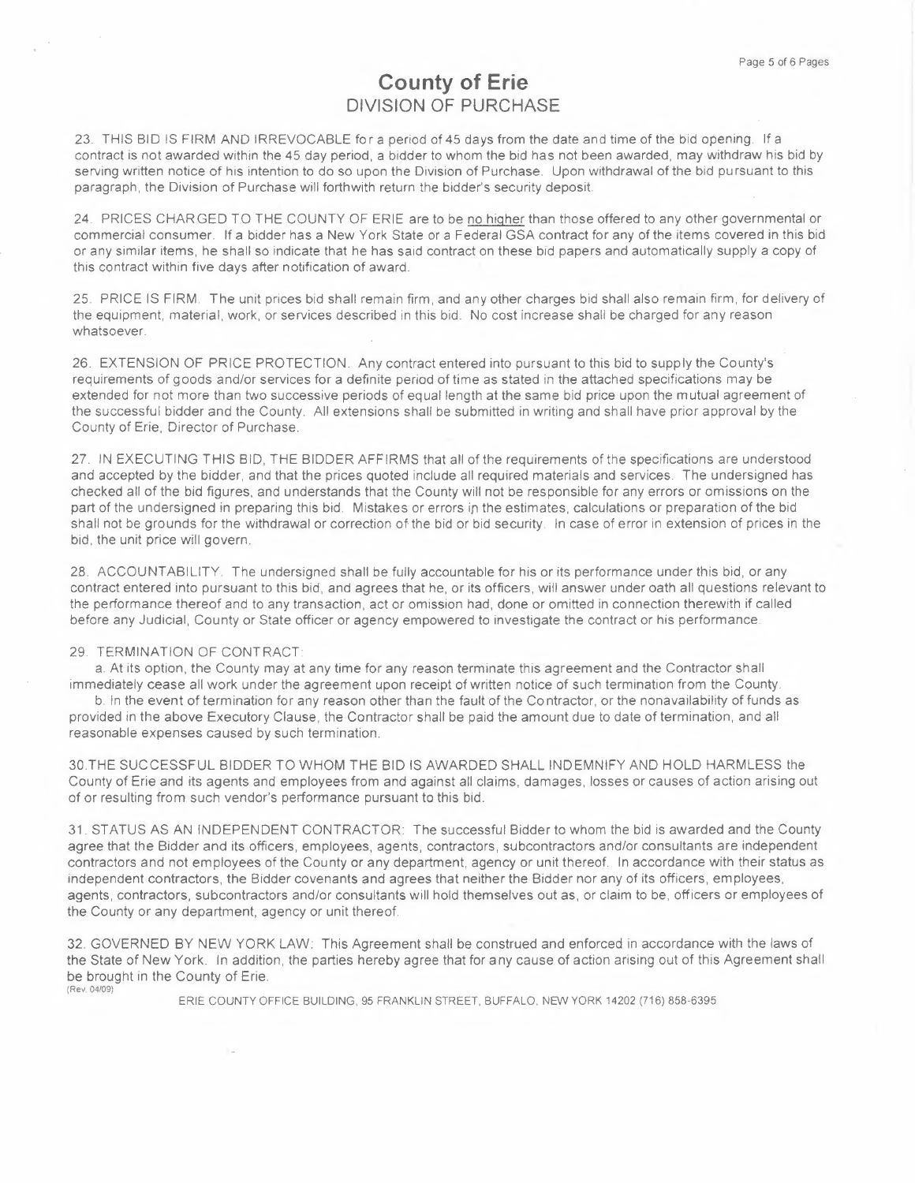# County of Erie

## DIVISION OF PURCHASE

23. THIS BID IS FIRM AND IRREVOCABLE for a period of 45 days from the date and time of the bid opening. If a contract is not awarded within the 45 day period, a bidder to whom the bid has not been awarded, may withdraw his bid by serving written notice of his intention to do so upon the Division of Purchase. Upon withdrawal of the bid pursuant to this paragraph, the Division of Purchase will forthwith return the bidder's security deposit.

24. PRICES CHARGED TO THE COUNTY OF ERIE are to be no higher than those offered to any other governmental or commercial consumer. If a bidder has a New York State or a Federal GSA contract for any of the items covered in this bid or any similar items, he shall so indicate that he has said contract on these bid papers and automatically supply a copy of this contract within five days after notification of award.

25. PRICE IS FIRM. The unit prices bid shall remain firm, and any other charges bid shall also remain firm, for delivery of the equipment, material, work, or services described in this bid. No cost increase shall be charged for any reason whatsoever.

26. EXTENSION OF PRICE PROTECTION. Any contract entered into pursuant to this bid to supply the County's requirements of goods and/or services for a definite period of time as stated in the attached specifications may be extended for not more than two successive periods of equal length at the same bid price upon the mutual agreement of the successful bidder and the County. All extensions shall be submitted in writing and shall have prior approval by the County of Erie, Director of Purchase.

27. IN EXECUTING THIS BID, THE BIDDER AFFIRMS that all of the requirements of the specifications are understood and accepted by the bidder, and that the prices quoted include all required materials and services. The undersigned has checked all of the bid figures, and understands that the County will not be responsible for any errors or omissions on the part of the undersigned in preparing this bid. Mistakes or errors in the estimates, calculations or preparation of the bid shall not be grounds for the withdrawal or correction of the bid or bid security. In case of error in extension of prices in the bid, the unit price will govern.

28. ACCOUNTABILITY. The undersigned shall be fully accountable for his or its performance under this bid, or any contract entered into pursuant to this bid, and agrees that he, or its officers, will answer under oath all questions relevant to the performance thereof and to any transaction, act or omission had, done or omitted in connection therewith if called before any Judicial, County or State officer or agency empowered to investigate the contract or his performance.

29. TERMINATION OF CONTRACT:

a. At its option, the County may at any time for any reason terminate this agreement and the Contractor shall immediately cease all work under the agreement upon receipt of written notice of such termination from the County.

b. In the event of termination for any reason other than the fault of the Contractor, or the nonavailability of funds as provided in the above Executory Clause, the Contractor shall be paid the amount due to date of termination, and all reasonable expenses caused by such termination.

30. THE SUCCESSFUL BIDDER TO WHOM THE BID IS AWARDED SHALL INDEMNIFY AND HOLD HARMLESS the County of Erie and its agents and employees from and against all claims, damages, losses or causes of action arising out of or resulting from such vendor's performance pursuant to this bid.

31. STATUS AS AN INDEPENDENT CONTRACTOR: The successful Bidder to whom the bid is awarded and the County agree that the Bidder and its officers, employees, agents, contractors, subcontractors and/or consultants are independent contractors and not employees of the County or any department, agency or unit thereof. In accordance with their status as independent contractors, the Bidder covenants and agrees that neither the Bidder nor any of its officers, employees, agents, contractors, subcontractors and/or consultants will hold themselves out as, or claim to be, officers or employees of the County or any department, agency or unit thereof.

32. GOVERNED BY NEW YORK LAW: This Agreement shall be construed and enforced in accordance with the laws of the State of New York. In addition, the parties hereby agree that for any cause of action arising out of this Agreement shall be brought in the County of Erie.

(Rev. 04/09)

ERIE COUNTY OFFICE BUILDING, 95 FRANKLIN STREET, BUFFALO, NEW YORK 14202 (716) 858-6395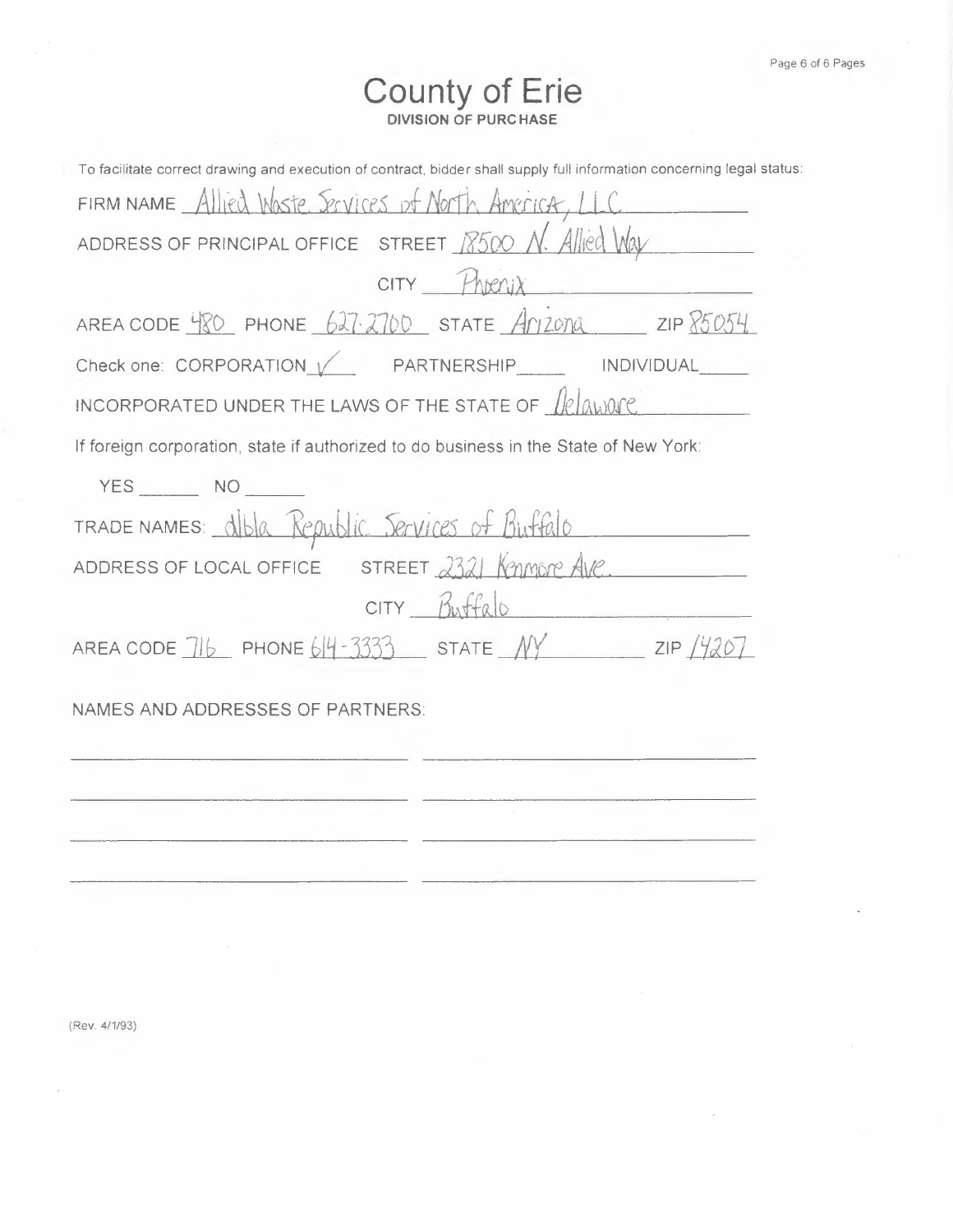# County of Erie

**DIVISION OF PURCHASE**

To facilitate correct drawing and execution of contract, bidder shall supply full information concerning legal status:

FIRM NAME Allied Waste Services of North America, LLC

ADDRESS OF PRINCIPAL OFFICE STREET 18500 N. Allied Way

CITY Phoenix

AREA CODE 480 PHONE 627-2700 STATE Arizona ZIP 85054

Check one: CORPORATION ✓ PARTNERSHIP\_\_\_\_\_ INDIVIDUAL\_\_\_\_\_

INCORPORATED UNDER THE LAWS OF THE STATE OF Delaware

If foreign corporation, state if authorized to do business in the State of New York:

YES \_\_\_\_\_\_ NO \_\_\_\_\_\_

TRADE NAMES: d/b/a Republic Services of Buffalo

ADDRESS OF LOCAL OFFICE STREET 2321 Kenmore Ave.

CITY Buffalo

AREA CODE 716 PHONE 614-3333 STATE NY ZIP 14207

NAMES AND ADDRESSES OF PARTNERS:

(Rev. 4/1/93)